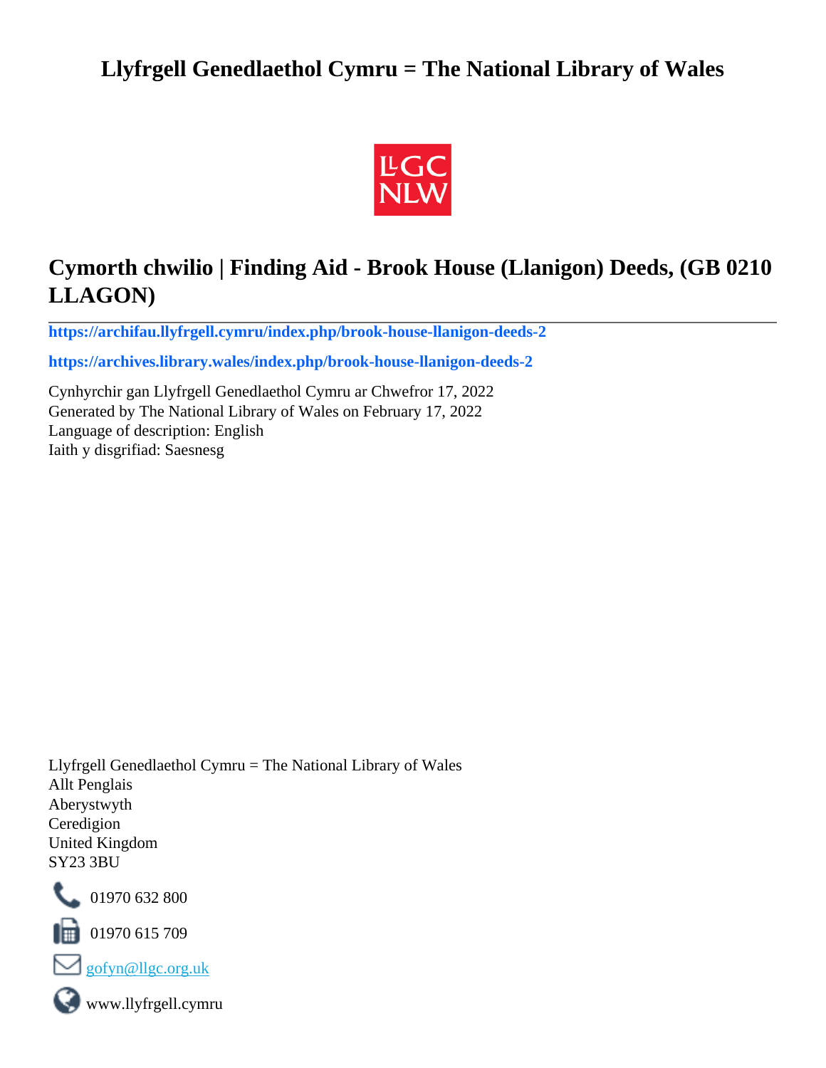# Llyfrgell Genedlaethol Cymru = The National Library of Wales

## Cymorth chwilio | Finding Aid - Brook House (Llanigon) Deeds, (GB 0210 LLAGON)

**https://archifau.llyfrgell.cymru/index.php/brook-house-llanigon-deeds-2**

**https://archives.library.wales/index.php/brook-house-llanigon-deeds-2**

Cynhyrchir gan Llyfrgell Genedlaethol Cymru ar Chwefror 17, 2022
Generated by The National Library of Wales on February 17, 2022
Language of description: English
Iaith y disgrifiad: Saesnesg

Llyfrgell Genedlaethol Cymru = The National Library of Wales
Allt Penglais
Aberystwyth
Ceredigion
United Kingdom
SY23 3BU

01970 632 800

01970 615 709

gofyn@llgc.org.uk

www.llyfrgell.cymru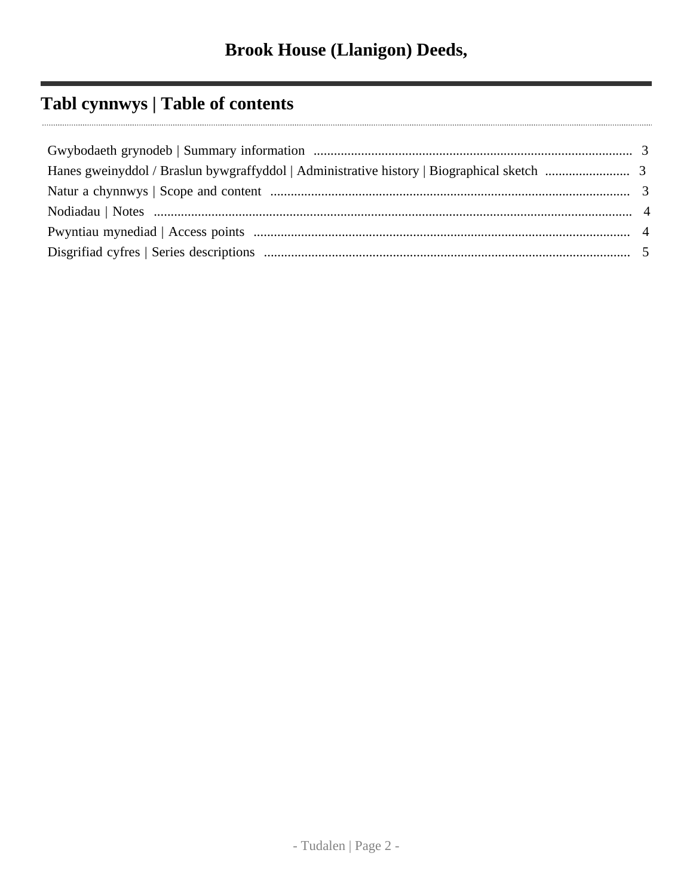# Brook House (Llanigon) Deeds,

## Tabl cynnwys | Table of contents

Gwybodaeth grynodeb | Summary information .......... 3
Hanes gweinyddol / Braslun bywgraffyddol | Administrative history | Biographical sketch .......... 3
Natur a chynnwys | Scope and content .......... 3
Nodiadau | Notes .......... 4
Pwyntiau mynediad | Access points .......... 4
Disgrifiad cyfres | Series descriptions .......... 5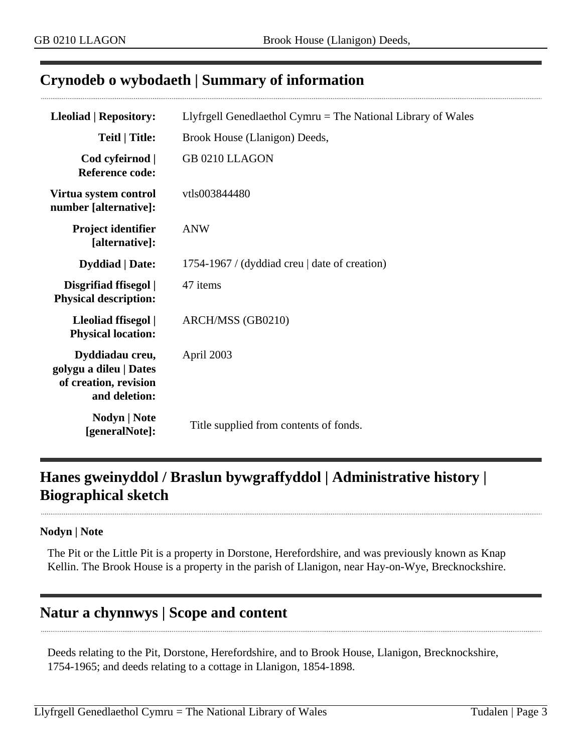## Crynodeb o wybodaeth | Summary of information

| | |
|---|---|
| **Lleoliad \| Repository:** | Llyfrgell Genedlaethol Cymru = The National Library of Wales |
| **Teitl \| Title:** | Brook House (Llanigon) Deeds, |
| **Cod cyfeirnod \| Reference code:** | GB 0210 LLAGON |
| **Virtua system control number [alternative]:** | vtls003844480 |
| **Project identifier [alternative]:** | ANW |
| **Dyddiad \| Date:** | 1754-1967 / (dyddiad creu \| date of creation) |
| **Disgrifiad ffisegol \| Physical description:** | 47 items |
| **Lleoliad ffisegol \| Physical location:** | ARCH/MSS (GB0210) |
| **Dyddiadau creu, golygu a dileu \| Dates of creation, revision and deletion:** | April 2003 |
| **Nodyn \| Note [generalNote]:** | Title supplied from contents of fonds. |

## Hanes gweinyddol / Braslun bywgraffyddol | Administrative history | Biographical sketch

**Nodyn | Note**

The Pit or the Little Pit is a property in Dorstone, Herefordshire, and was previously known as Knap Kellin. The Brook House is a property in the parish of Llanigon, near Hay-on-Wye, Brecknockshire.

## Natur a chynnwys | Scope and content

Deeds relating to the Pit, Dorstone, Herefordshire, and to Brook House, Llanigon, Brecknockshire, 1754-1965; and deeds relating to a cottage in Llanigon, 1854-1898.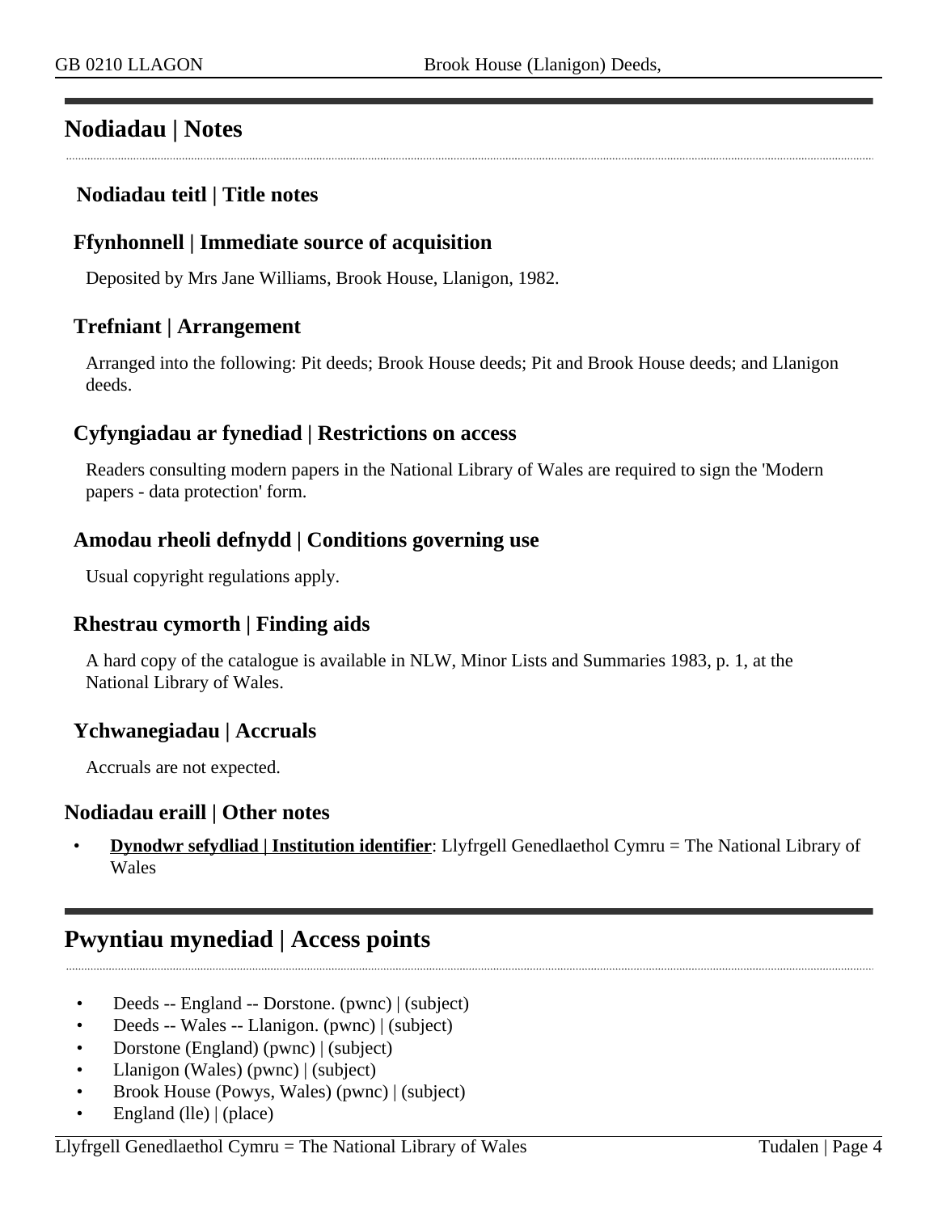## Nodiadau | Notes

### Nodiadau teitl | Title notes

### Ffynhonnell | Immediate source of acquisition

Deposited by Mrs Jane Williams, Brook House, Llanigon, 1982.

### Trefniant | Arrangement

Arranged into the following: Pit deeds; Brook House deeds; Pit and Brook House deeds; and Llanigon deeds.

### Cyfyngiadau ar fynediad | Restrictions on access

Readers consulting modern papers in the National Library of Wales are required to sign the 'Modern papers - data protection' form.

### Amodau rheoli defnydd | Conditions governing use

Usual copyright regulations apply.

### Rhestrau cymorth | Finding aids

A hard copy of the catalogue is available in NLW, Minor Lists and Summaries 1983, p. 1, at the National Library of Wales.

### Ychwanegiadau | Accruals

Accruals are not expected.

### Nodiadau eraill | Other notes

- **Dynodwr sefydliad | Institution identifier**: Llyfrgell Genedlaethol Cymru = The National Library of Wales

## Pwyntiau mynediad | Access points

- Deeds -- England -- Dorstone. (pwnc) | (subject)
- Deeds -- Wales -- Llanigon. (pwnc) | (subject)
- Dorstone (England) (pwnc) | (subject)
- Llanigon (Wales) (pwnc) | (subject)
- Brook House (Powys, Wales) (pwnc) | (subject)
- England (lle) | (place)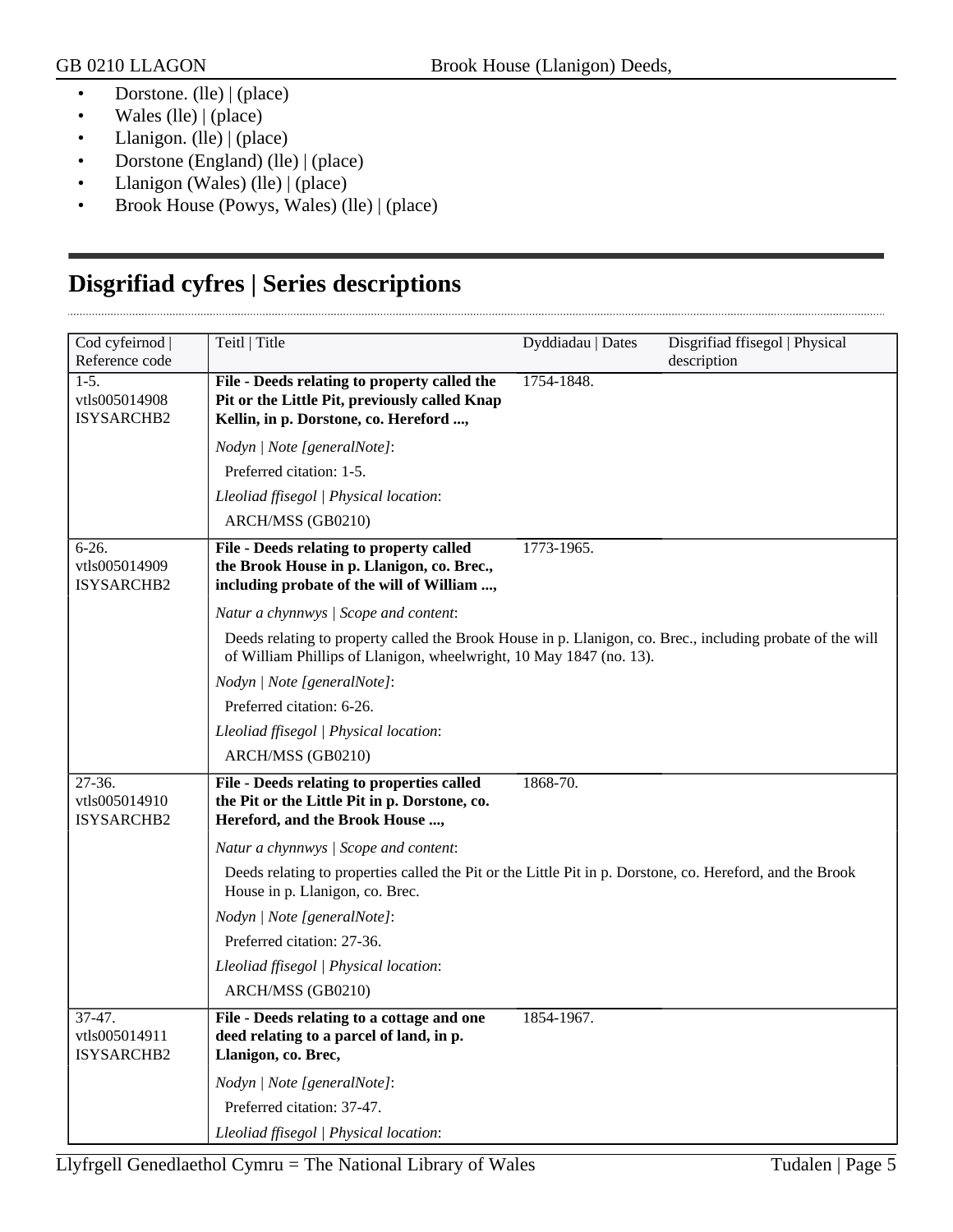- Dorstone. (lle) | (place)
- Wales (lle) | (place)
- Llanigon. (lle) | (place)
- Dorstone (England) (lle) | (place)
- Llanigon (Wales) (lle) | (place)
- Brook House (Powys, Wales) (lle) | (place)

## Disgrifiad cyfres | Series descriptions

| Cod cyfeirnod \| Reference code | Teitl \| Title | Dyddiadau \| Dates | Disgrifiad ffisegol \| Physical description |
|---|---|---|---|
| 1-5. vtls005014908 ISYSARCHB2 | **File - Deeds relating to property called the Pit or the Little Pit, previously called Knap Kellin, in p. Dorstone, co. Hereford ...,**<br><br>*Nodyn \| Note [generalNote]*:<br>Preferred citation: 1-5.<br>*Lleoliad ffisegol \| Physical location*:<br>ARCH/MSS (GB0210) | 1754-1848. | |
| 6-26. vtls005014909 ISYSARCHB2 | **File - Deeds relating to property called the Brook House in p. Llanigon, co. Brec., including probate of the will of William ...,**<br><br>*Natur a chynnwys \| Scope and content*:<br>Deeds relating to property called the Brook House in p. Llanigon, co. Brec., including probate of the will of William Phillips of Llanigon, wheelwright, 10 May 1847 (no. 13).<br>*Nodyn \| Note [generalNote]*:<br>Preferred citation: 6-26.<br>*Lleoliad ffisegol \| Physical location*:<br>ARCH/MSS (GB0210) | 1773-1965. | |
| 27-36. vtls005014910 ISYSARCHB2 | **File - Deeds relating to properties called the Pit or the Little Pit in p. Dorstone, co. Hereford, and the Brook House ...,**<br><br>*Natur a chynnwys \| Scope and content*:<br>Deeds relating to properties called the Pit or the Little Pit in p. Dorstone, co. Hereford, and the Brook House in p. Llanigon, co. Brec.<br>*Nodyn \| Note [generalNote]*:<br>Preferred citation: 27-36.<br>*Lleoliad ffisegol \| Physical location*:<br>ARCH/MSS (GB0210) | 1868-70. | |
| 37-47. vtls005014911 ISYSARCHB2 | **File - Deeds relating to a cottage and one deed relating to a parcel of land, in p. Llanigon, co. Brec,**<br><br>*Nodyn \| Note [generalNote]*:<br>Preferred citation: 37-47.<br>*Lleoliad ffisegol \| Physical location*: | 1854-1967. | |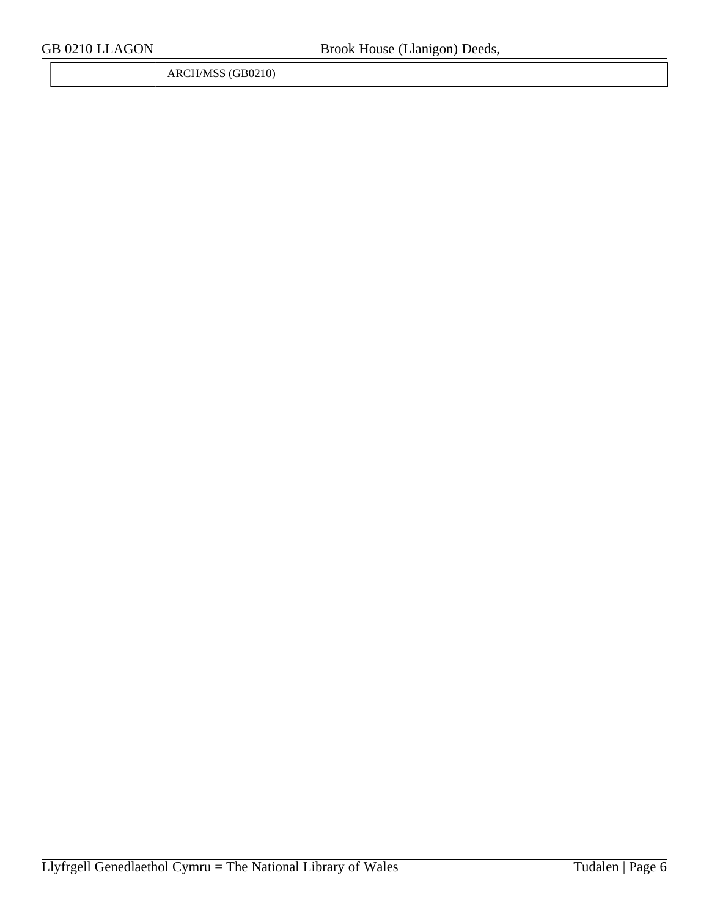| | |
|---|---|
| | ARCH/MSS (GB0210) |